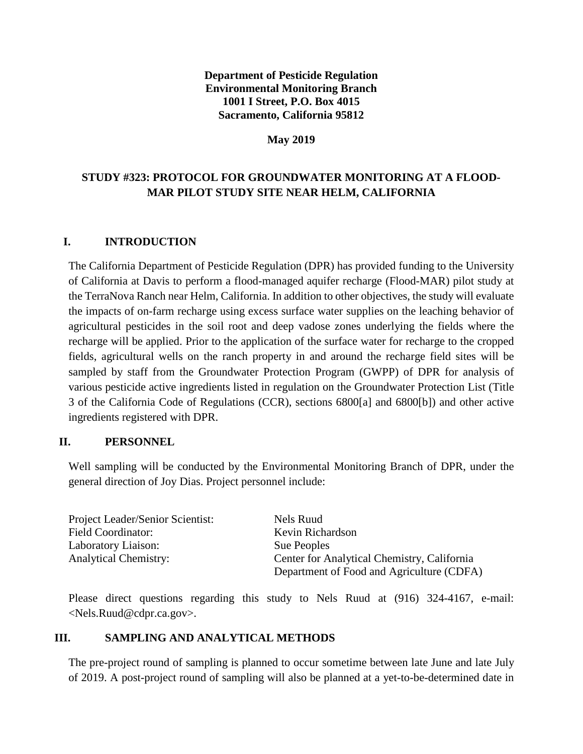**Department of Pesticide Regulation**
**Environmental Monitoring Branch**
**1001 I Street, P.O. Box 4015**
**Sacramento, California 95812**

**May 2019**

# STUDY #323: PROTOCOL FOR GROUNDWATER MONITORING AT A FLOOD-MAR PILOT STUDY SITE NEAR HELM, CALIFORNIA

## I. INTRODUCTION

The California Department of Pesticide Regulation (DPR) has provided funding to the University of California at Davis to perform a flood-managed aquifer recharge (Flood-MAR) pilot study at the TerraNova Ranch near Helm, California. In addition to other objectives, the study will evaluate the impacts of on-farm recharge using excess surface water supplies on the leaching behavior of agricultural pesticides in the soil root and deep vadose zones underlying the fields where the recharge will be applied. Prior to the application of the surface water for recharge to the cropped fields, agricultural wells on the ranch property in and around the recharge field sites will be sampled by staff from the Groundwater Protection Program (GWPP) of DPR for analysis of various pesticide active ingredients listed in regulation on the Groundwater Protection List (Title 3 of the California Code of Regulations (CCR), sections 6800[a] and 6800[b]) and other active ingredients registered with DPR.

## II. PERSONNEL

Well sampling will be conducted by the Environmental Monitoring Branch of DPR, under the general direction of Joy Dias. Project personnel include:

| | |
|---|---|
| Project Leader/Senior Scientist: | Nels Ruud |
| Field Coordinator: | Kevin Richardson |
| Laboratory Liaison: | Sue Peoples |
| Analytical Chemistry: | Center for Analytical Chemistry, California Department of Food and Agriculture (CDFA) |

Please direct questions regarding this study to Nels Ruud at (916) 324-4167, e-mail: <Nels.Ruud@cdpr.ca.gov>.

## III. SAMPLING AND ANALYTICAL METHODS

The pre-project round of sampling is planned to occur sometime between late June and late July of 2019. A post-project round of sampling will also be planned at a yet-to-be-determined date in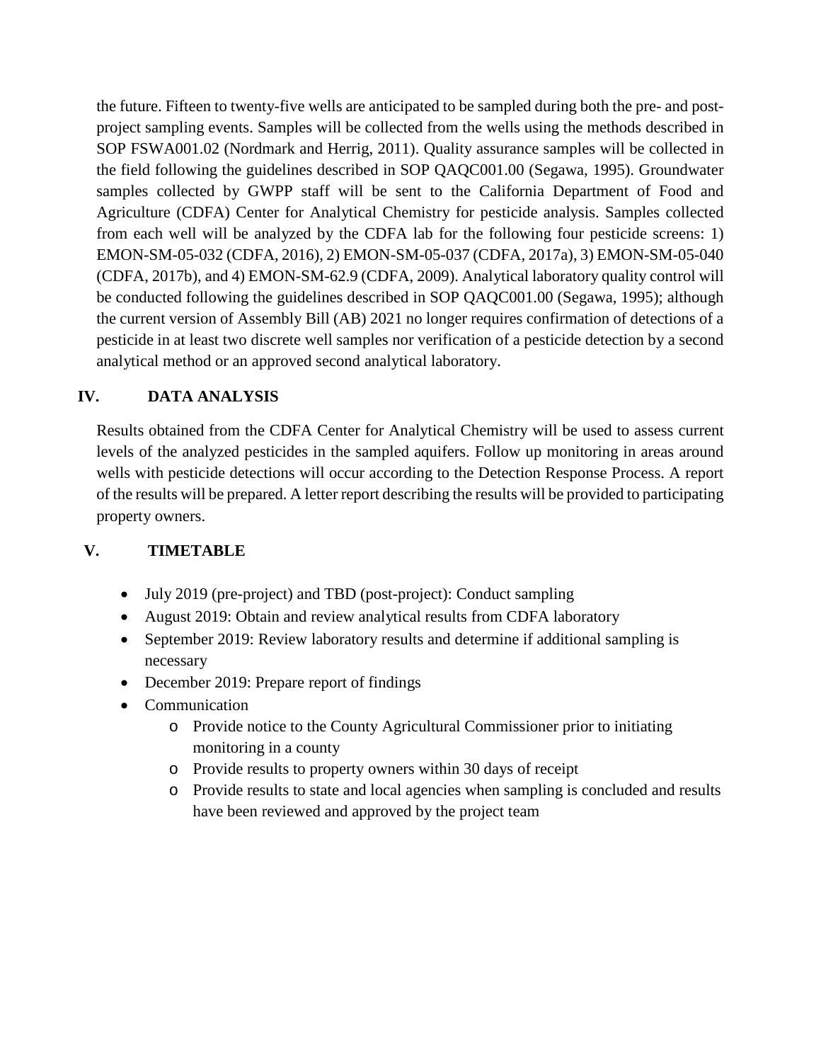the future. Fifteen to twenty-five wells are anticipated to be sampled during both the pre- and post-project sampling events. Samples will be collected from the wells using the methods described in SOP FSWA001.02 (Nordmark and Herrig, 2011). Quality assurance samples will be collected in the field following the guidelines described in SOP QAQC001.00 (Segawa, 1995). Groundwater samples collected by GWPP staff will be sent to the California Department of Food and Agriculture (CDFA) Center for Analytical Chemistry for pesticide analysis. Samples collected from each well will be analyzed by the CDFA lab for the following four pesticide screens: 1) EMON-SM-05-032 (CDFA, 2016), 2) EMON-SM-05-037 (CDFA, 2017a), 3) EMON-SM-05-040 (CDFA, 2017b), and 4) EMON-SM-62.9 (CDFA, 2009). Analytical laboratory quality control will be conducted following the guidelines described in SOP QAQC001.00 (Segawa, 1995); although the current version of Assembly Bill (AB) 2021 no longer requires confirmation of detections of a pesticide in at least two discrete well samples nor verification of a pesticide detection by a second analytical method or an approved second analytical laboratory.

## IV. DATA ANALYSIS

Results obtained from the CDFA Center for Analytical Chemistry will be used to assess current levels of the analyzed pesticides in the sampled aquifers. Follow up monitoring in areas around wells with pesticide detections will occur according to the Detection Response Process. A report of the results will be prepared. A letter report describing the results will be provided to participating property owners.

## V. TIMETABLE

- July 2019 (pre-project) and TBD (post-project): Conduct sampling
- August 2019: Obtain and review analytical results from CDFA laboratory
- September 2019: Review laboratory results and determine if additional sampling is necessary
- December 2019: Prepare report of findings
- Communication
  - Provide notice to the County Agricultural Commissioner prior to initiating monitoring in a county
  - Provide results to property owners within 30 days of receipt
  - Provide results to state and local agencies when sampling is concluded and results have been reviewed and approved by the project team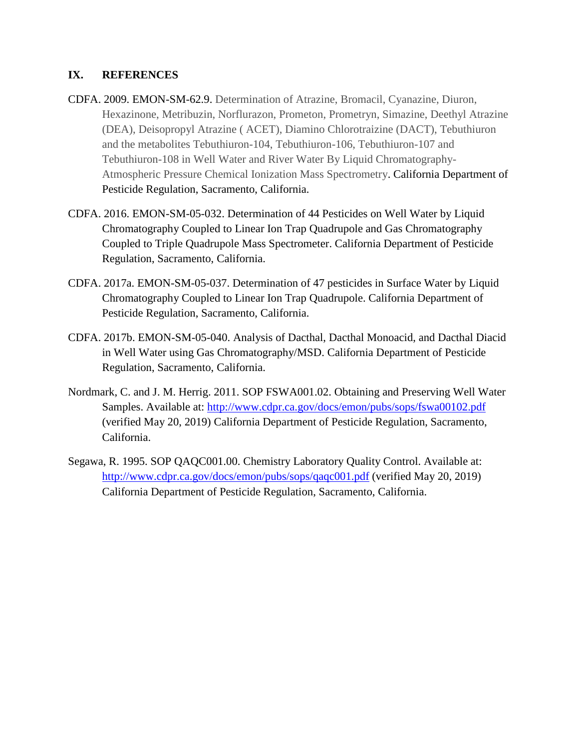## IX. REFERENCES

CDFA. 2009. EMON-SM-62.9. Determination of Atrazine, Bromacil, Cyanazine, Diuron, Hexazinone, Metribuzin, Norflurazon, Prometon, Prometryn, Simazine, Deethyl Atrazine (DEA), Deisopropyl Atrazine ( ACET), Diamino Chlorotraizine (DACT), Tebuthiuron and the metabolites Tebuthiuron-104, Tebuthiuron-106, Tebuthiuron-107 and Tebuthiuron-108 in Well Water and River Water By Liquid Chromatography-Atmospheric Pressure Chemical Ionization Mass Spectrometry. California Department of Pesticide Regulation, Sacramento, California.

CDFA. 2016. EMON-SM-05-032. Determination of 44 Pesticides on Well Water by Liquid Chromatography Coupled to Linear Ion Trap Quadrupole and Gas Chromatography Coupled to Triple Quadrupole Mass Spectrometer. California Department of Pesticide Regulation, Sacramento, California.

CDFA. 2017a. EMON-SM-05-037. Determination of 47 pesticides in Surface Water by Liquid Chromatography Coupled to Linear Ion Trap Quadrupole. California Department of Pesticide Regulation, Sacramento, California.

CDFA. 2017b. EMON-SM-05-040. Analysis of Dacthal, Dacthal Monoacid, and Dacthal Diacid in Well Water using Gas Chromatography/MSD. California Department of Pesticide Regulation, Sacramento, California.

Nordmark, C. and J. M. Herrig. 2011. SOP FSWA001.02. Obtaining and Preserving Well Water Samples. Available at: http://www.cdpr.ca.gov/docs/emon/pubs/sops/fswa00102.pdf (verified May 20, 2019) California Department of Pesticide Regulation, Sacramento, California.

Segawa, R. 1995. SOP QAQC001.00. Chemistry Laboratory Quality Control. Available at: http://www.cdpr.ca.gov/docs/emon/pubs/sops/qaqc001.pdf (verified May 20, 2019) California Department of Pesticide Regulation, Sacramento, California.